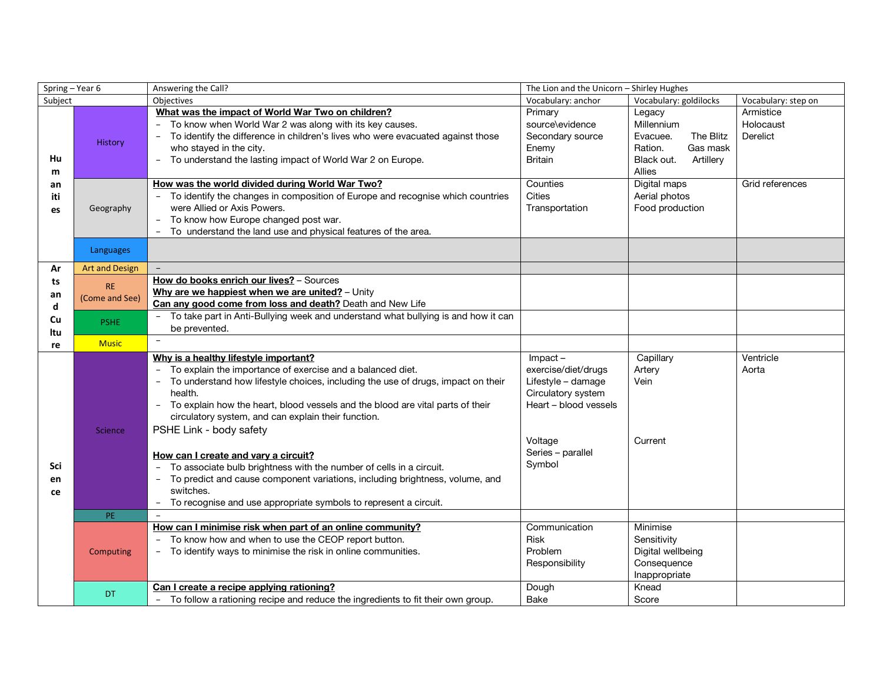| Spring – Year 6 | | Answering the Call? | The Lion and the Unicorn – Shirley Hughes | | |
|---|---|---|---|---|---|
| Subject | | Objectives | Vocabulary: anchor | Vocabulary: goldilocks | Vocabulary: step on |
| Humanities | History | **<u>What was the impact of World War Two on children?</u>**<br>– To know when World War 2 was along with its key causes.<br>– To identify the difference in children's lives who were evacuated against those who stayed in the city.<br>– To understand the lasting impact of World War 2 on Europe. | Primary source\evidence<br>Secondary source<br>Enemy<br>Britain | Legacy<br>Millennium<br>Evacuee. The Blitz<br>Ration. Gas mask<br>Black out. Artillery<br>Allies | Armistice<br>Holocaust<br>Derelict |
| | Geography | **<u>How was the world divided during World War Two?</u>**<br>– To identify the changes in composition of Europe and recognise which countries were Allied or Axis Powers.<br>– To know how Europe changed post war.<br>– To understand the land use and physical features of the area. | Counties<br>Cities<br>Transportation | Digital maps<br>Aerial photos<br>Food production | Grid references |
| | Languages | | | | |
| Arts and Culture | Art and Design | – | | | |
| | RE (Come and See) | **<u>How do books enrich our lives?</u>** – Sources<br>**<u>Why are we happiest when we are united?</u>** – Unity<br>**<u>Can any good come from loss and death?</u>** Death and New Life | | | |
| | PSHE | – To take part in Anti-Bullying week and understand what bullying is and how it can be prevented. | | | |
| | Music | – | | | |
| Science | Science | **<u>Why is a healthy lifestyle important?</u>**<br>– To explain the importance of exercise and a balanced diet.<br>– To understand how lifestyle choices, including the use of drugs, impact on their health.<br>– To explain how the heart, blood vessels and the blood are vital parts of their circulatory system, and can explain their function.<br>PSHE Link - body safety<br><br>**<u>How can I create and vary a circuit?</u>**<br>– To associate bulb brightness with the number of cells in a circuit.<br>– To predict and cause component variations, including brightness, volume, and switches.<br>– To recognise and use appropriate symbols to represent a circuit. | Impact – exercise/diet/drugs<br>Lifestyle – damage<br>Circulatory system<br>Heart – blood vessels<br><br>Voltage<br>Series – parallel<br>Symbol | Capillary<br>Artery<br>Vein<br><br>Current | Ventricle<br>Aorta |
| | PE | – | | | |
| | Computing | **<u>How can I minimise risk when part of an online community?</u>**<br>– To know how and when to use the CEOP report button.<br>– To identify ways to minimise the risk in online communities. | Communication<br>Risk<br>Problem<br>Responsibility | Minimise<br>Sensitivity<br>Digital wellbeing<br>Consequence<br>Inappropriate | |
| | DT | **<u>Can I create a recipe applying rationing?</u>**<br>– To follow a rationing recipe and reduce the ingredients to fit their own group. | Dough<br>Bake | Knead<br>Score | |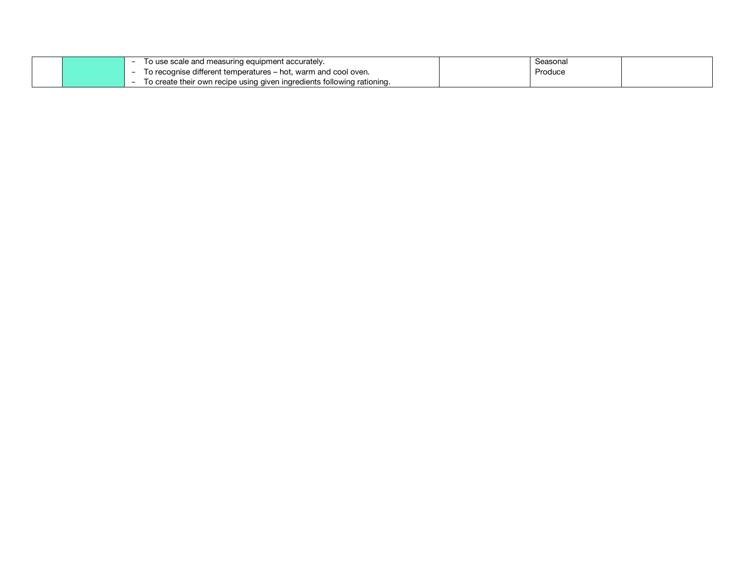| | | | | | |
|---|---|---|---|---|---|
| | | – To use scale and measuring equipment accurately.<br>– To recognise different temperatures – hot, warm and cool oven.<br>– To create their own recipe using given ingredients following rationing. | | Seasonal Produce | |